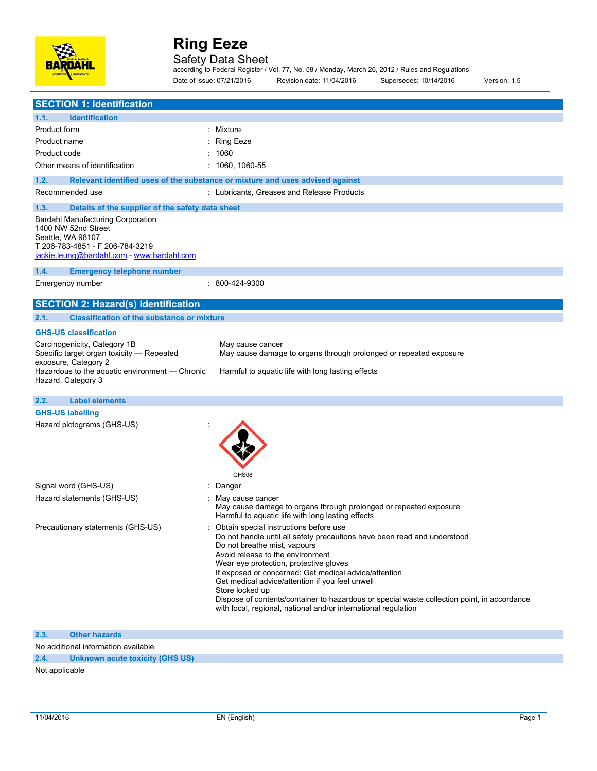# Ring Eeze

## Safety Data Sheet

according to Federal Register / Vol. 77, No. 58 / Monday, March 26, 2012 / Rules and Regulations

Date of issue: 07/21/2016 Revision date: 11/04/2016 Supersedes: 10/14/2016 Version: 1.5

## SECTION 1: Identification

### 1.1. Identification

| | |
|---|---|
| Product form | : Mixture |
| Product name | : Ring Eeze |
| Product code | : 1060 |
| Other means of identification | : 1060, 1060-55 |

### 1.2. Relevant identified uses of the substance or mixture and uses advised against

| | |
|---|---|
| Recommended use | : Lubricants, Greases and Release Products |

### 1.3. Details of the supplier of the safety data sheet

Bardahl Manufacturing Corporation
1400 NW 52nd Street
Seattle, WA 98107
T 206-783-4851 - F 206-784-3219
jackie.leung@bardahl.com - www.bardahl.com

### 1.4. Emergency telephone number

| | |
|---|---|
| Emergency number | : 800-424-9300 |

## SECTION 2: Hazard(s) identification

### 2.1. Classification of the substance or mixture

**GHS-US classification**

| | |
|---|---|
| Carcinogenicity, Category 1B | May cause cancer |
| Specific target organ toxicity — Repeated exposure, Category 2 | May cause damage to organs through prolonged or repeated exposure |
| Hazardous to the aquatic environment — Chronic Hazard, Category 3 | Harmful to aquatic life with long lasting effects |

### 2.2. Label elements

**GHS-US labelling**

Hazard pictograms (GHS-US) :

GHS08

Signal word (GHS-US) : Danger

Hazard statements (GHS-US) :
May cause cancer
May cause damage to organs through prolonged or repeated exposure
Harmful to aquatic life with long lasting effects

Precautionary statements (GHS-US) :
Obtain special instructions before use
Do not handle until all safety precautions have been read and understood
Do not breathe mist, vapours
Avoid release to the environment
Wear eye protection, protective gloves
If exposed or concerned: Get medical advice/attention
Get medical advice/attention if you feel unwell
Store locked up
Dispose of contents/container to hazardous or special waste collection point, in accordance with local, regional, national and/or international regulation

### 2.3. Other hazards

No additional information available

### 2.4. Unknown acute toxicity (GHS US)

Not applicable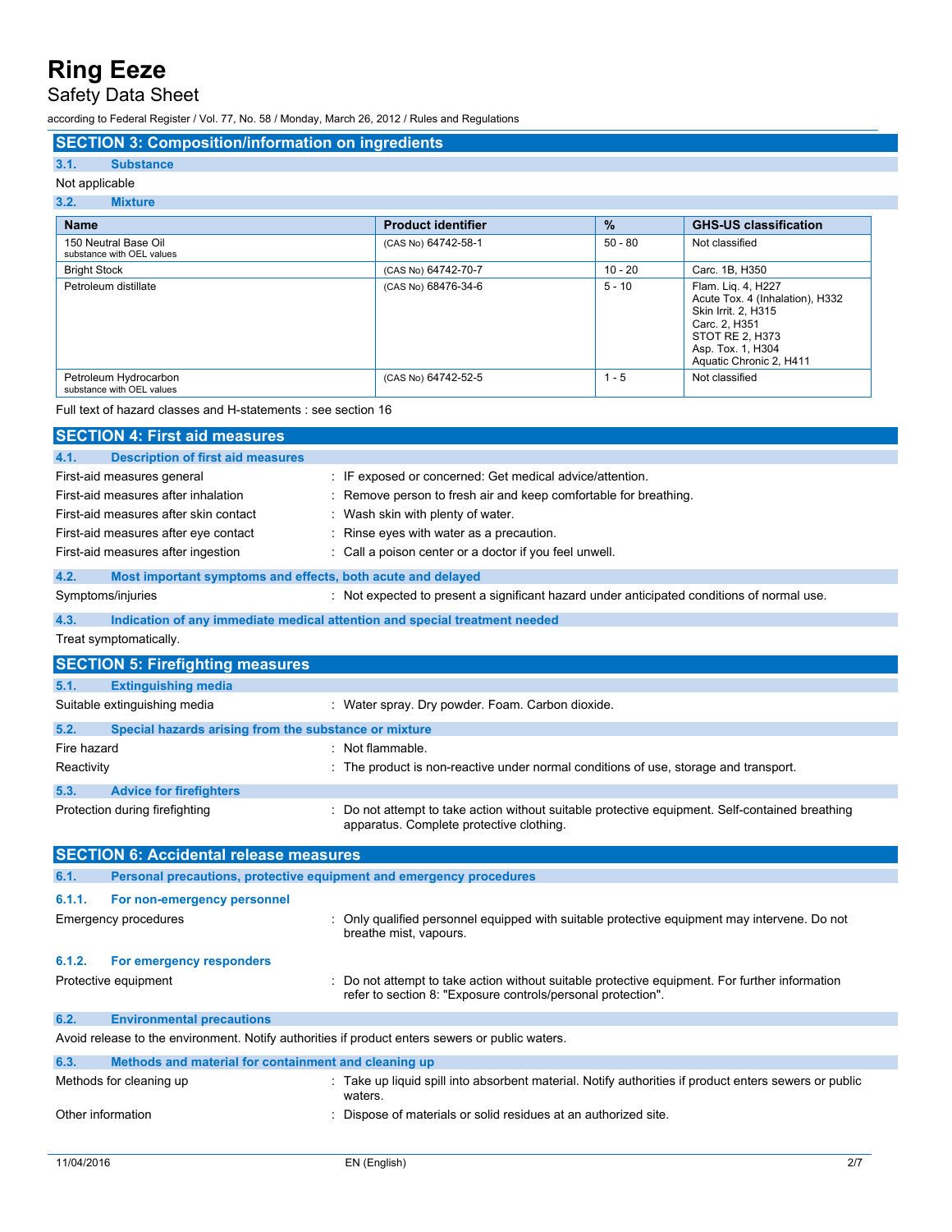## SECTION 3: Composition/information on ingredients

### 3.1. Substance

Not applicable

### 3.2. Mixture

| Name | Product identifier | % | GHS-US classification |
|---|---|---|---|
| 150 Neutral Base Oil<br>substance with OEL values | (CAS No) 64742-58-1 | 50 - 80 | Not classified |
| Bright Stock | (CAS No) 64742-70-7 | 10 - 20 | Carc. 1B, H350 |
| Petroleum distillate | (CAS No) 68476-34-6 | 5 - 10 | Flam. Liq. 4, H227<br>Acute Tox. 4 (Inhalation), H332<br>Skin Irrit. 2, H315<br>Carc. 2, H351<br>STOT RE 2, H373<br>Asp. Tox. 1, H304<br>Aquatic Chronic 2, H411 |
| Petroleum Hydrocarbon<br>substance with OEL values | (CAS No) 64742-52-5 | 1 - 5 | Not classified |

Full text of hazard classes and H-statements : see section 16

## SECTION 4: First aid measures

### 4.1. Description of first aid measures

First-aid measures general : IF exposed or concerned: Get medical advice/attention.

First-aid measures after inhalation : Remove person to fresh air and keep comfortable for breathing.

First-aid measures after skin contact : Wash skin with plenty of water.

First-aid measures after eye contact : Rinse eyes with water as a precaution.

First-aid measures after ingestion : Call a poison center or a doctor if you feel unwell.

### 4.2. Most important symptoms and effects, both acute and delayed

Symptoms/injuries : Not expected to present a significant hazard under anticipated conditions of normal use.

### 4.3. Indication of any immediate medical attention and special treatment needed

Treat symptomatically.

## SECTION 5: Firefighting measures

### 5.1. Extinguishing media

Suitable extinguishing media : Water spray. Dry powder. Foam. Carbon dioxide.

### 5.2. Special hazards arising from the substance or mixture

Fire hazard : Not flammable.

Reactivity : The product is non-reactive under normal conditions of use, storage and transport.

### 5.3. Advice for firefighters

Protection during firefighting : Do not attempt to take action without suitable protective equipment. Self-contained breathing apparatus. Complete protective clothing.

## SECTION 6: Accidental release measures

### 6.1. Personal precautions, protective equipment and emergency procedures

#### 6.1.1. For non-emergency personnel

Emergency procedures : Only qualified personnel equipped with suitable protective equipment may intervene. Do not breathe mist, vapours.

#### 6.1.2. For emergency responders

Protective equipment : Do not attempt to take action without suitable protective equipment. For further information refer to section 8: "Exposure controls/personal protection".

### 6.2. Environmental precautions

Avoid release to the environment. Notify authorities if product enters sewers or public waters.

### 6.3. Methods and material for containment and cleaning up

Methods for cleaning up : Take up liquid spill into absorbent material. Notify authorities if product enters sewers or public waters.

Other information : Dispose of materials or solid residues at an authorized site.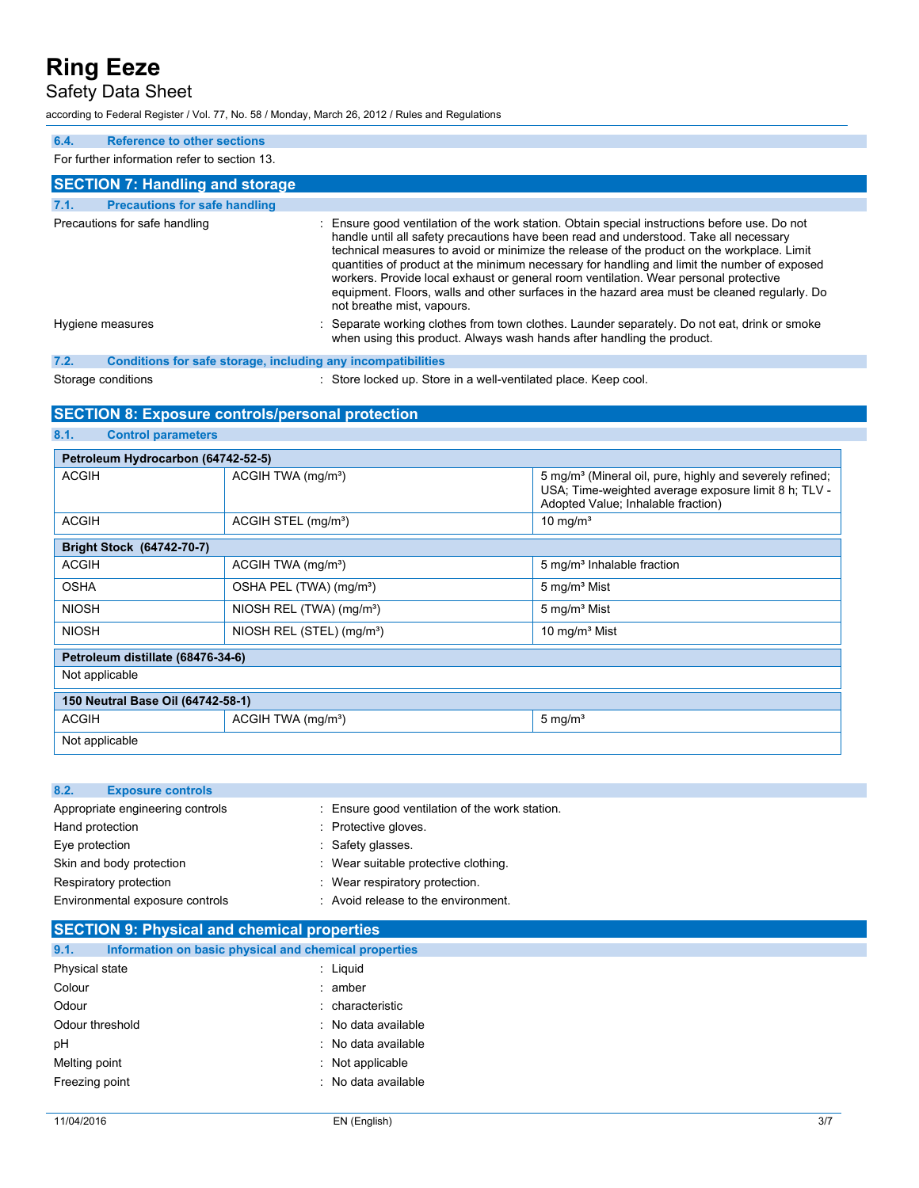### 6.4. Reference to other sections

For further information refer to section 13.

## SECTION 7: Handling and storage

### 7.1. Precautions for safe handling

Precautions for safe handling : Ensure good ventilation of the work station. Obtain special instructions before use. Do not handle until all safety precautions have been read and understood. Take all necessary technical measures to avoid or minimize the release of the product on the workplace. Limit quantities of product at the minimum necessary for handling and limit the number of exposed workers. Provide local exhaust or general room ventilation. Wear personal protective equipment. Floors, walls and other surfaces in the hazard area must be cleaned regularly. Do not breathe mist, vapours.

Hygiene measures : Separate working clothes from town clothes. Launder separately. Do not eat, drink or smoke when using this product. Always wash hands after handling the product.

### 7.2. Conditions for safe storage, including any incompatibilities

Storage conditions : Store locked up. Store in a well-ventilated place. Keep cool.

## SECTION 8: Exposure controls/personal protection

### 8.1. Control parameters

| Petroleum Hydrocarbon (64742-52-5) | | |
|---|---|---|
| ACGIH | ACGIH TWA (mg/m³) | 5 mg/m³ (Mineral oil, pure, highly and severely refined; USA; Time-weighted average exposure limit 8 h; TLV - Adopted Value; Inhalable fraction) |
| ACGIH | ACGIH STEL (mg/m³) | 10 mg/m³ |

| Bright Stock (64742-70-7) | | |
|---|---|---|
| ACGIH | ACGIH TWA (mg/m³) | 5 mg/m³ Inhalable fraction |
| OSHA | OSHA PEL (TWA) (mg/m³) | 5 mg/m³ Mist |
| NIOSH | NIOSH REL (TWA) (mg/m³) | 5 mg/m³ Mist |
| NIOSH | NIOSH REL (STEL) (mg/m³) | 10 mg/m³ Mist |

| Petroleum distillate (68476-34-6) |
|---|
| Not applicable |

| 150 Neutral Base Oil (64742-58-1) | | |
|---|---|---|
| ACGIH | ACGIH TWA (mg/m³) | 5 mg/m³ |
| Not applicable | | |

### 8.2. Exposure controls

Appropriate engineering controls : Ensure good ventilation of the work station.

Hand protection : Protective gloves.

Eye protection : Safety glasses.

Skin and body protection : Wear suitable protective clothing.

Respiratory protection : Wear respiratory protection.

Environmental exposure controls : Avoid release to the environment.

## SECTION 9: Physical and chemical properties

### 9.1. Information on basic physical and chemical properties

Physical state : Liquid

Colour : amber

Odour : characteristic

Odour threshold : No data available

pH : No data available

Melting point : Not applicable

Freezing point : No data available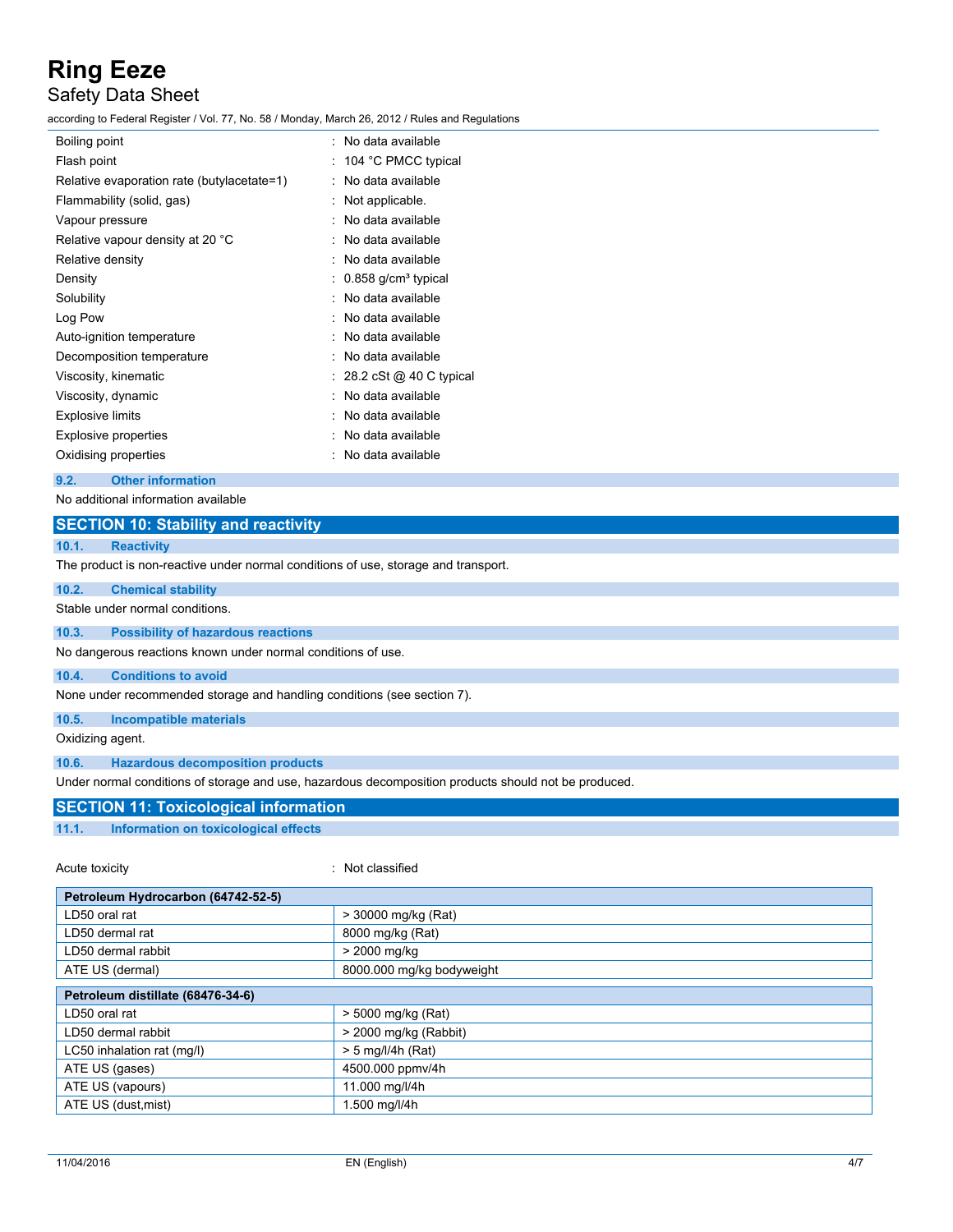| | |
|---|---|
| Boiling point | : No data available |
| Flash point | : 104 °C PMCC typical |
| Relative evaporation rate (butylacetate=1) | : No data available |
| Flammability (solid, gas) | : Not applicable. |
| Vapour pressure | : No data available |
| Relative vapour density at 20 °C | : No data available |
| Relative density | : No data available |
| Density | : 0.858 g/cm³ typical |
| Solubility | : No data available |
| Log Pow | : No data available |
| Auto-ignition temperature | : No data available |
| Decomposition temperature | : No data available |
| Viscosity, kinematic | : 28.2 cSt @ 40 C typical |
| Viscosity, dynamic | : No data available |
| Explosive limits | : No data available |
| Explosive properties | : No data available |
| Oxidising properties | : No data available |

### 9.2. Other information

No additional information available

## SECTION 10: Stability and reactivity

### 10.1. Reactivity

The product is non-reactive under normal conditions of use, storage and transport.

### 10.2. Chemical stability

Stable under normal conditions.

### 10.3. Possibility of hazardous reactions

No dangerous reactions known under normal conditions of use.

### 10.4. Conditions to avoid

None under recommended storage and handling conditions (see section 7).

### 10.5. Incompatible materials

Oxidizing agent.

### 10.6. Hazardous decomposition products

Under normal conditions of storage and use, hazardous decomposition products should not be produced.

## SECTION 11: Toxicological information

### 11.1. Information on toxicological effects

Acute toxicity : Not classified

| Petroleum Hydrocarbon (64742-52-5) | |
|---|---|
| LD50 oral rat | > 30000 mg/kg (Rat) |
| LD50 dermal rat | 8000 mg/kg (Rat) |
| LD50 dermal rabbit | > 2000 mg/kg |
| ATE US (dermal) | 8000.000 mg/kg bodyweight |

| Petroleum distillate (68476-34-6) | |
|---|---|
| LD50 oral rat | > 5000 mg/kg (Rat) |
| LD50 dermal rabbit | > 2000 mg/kg (Rabbit) |
| LC50 inhalation rat (mg/l) | > 5 mg/l/4h (Rat) |
| ATE US (gases) | 4500.000 ppmv/4h |
| ATE US (vapours) | 11.000 mg/l/4h |
| ATE US (dust,mist) | 1.500 mg/l/4h |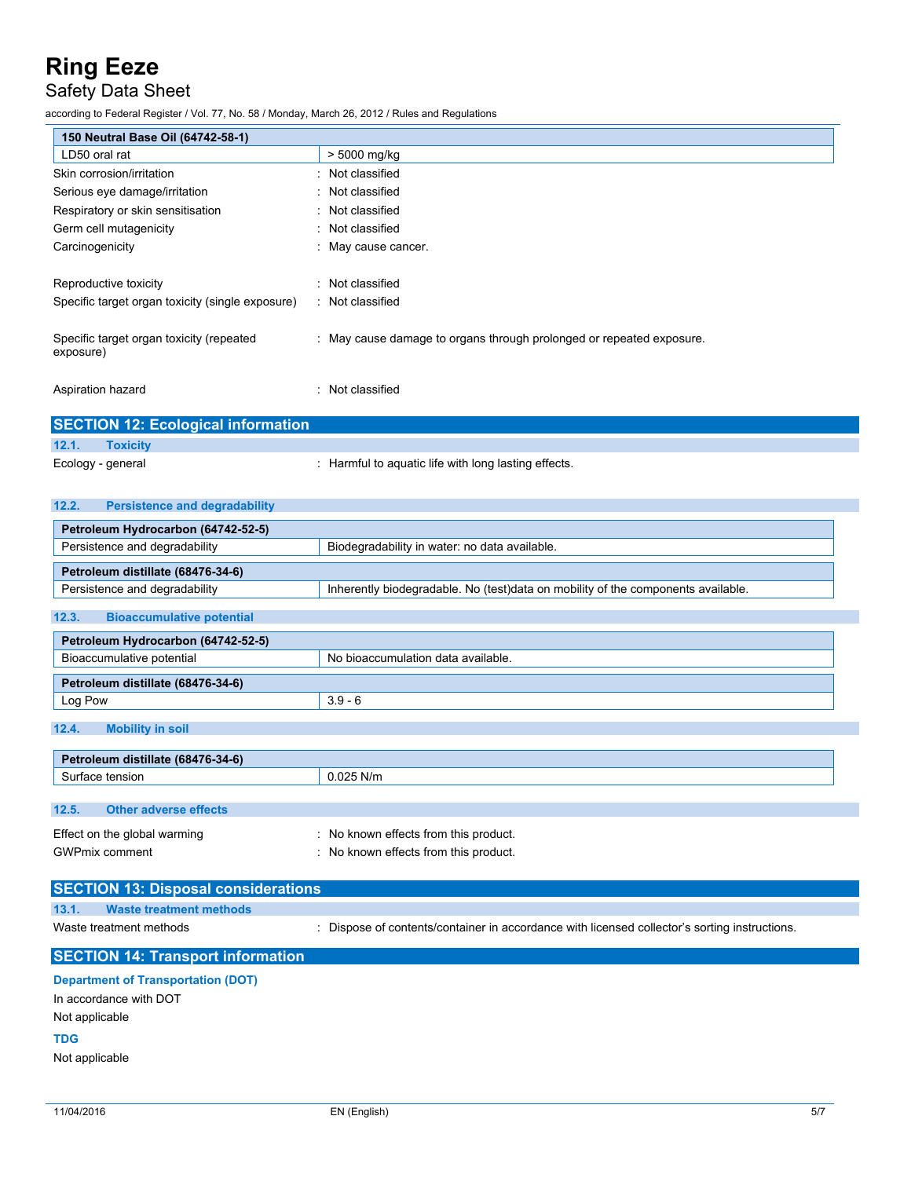| 150 Neutral Base Oil (64742-58-1) | |
|---|---|
| LD50 oral rat | > 5000 mg/kg |

Skin corrosion/irritation : Not classified

Serious eye damage/irritation : Not classified

Respiratory or skin sensitisation : Not classified

Germ cell mutagenicity : Not classified

Carcinogenicity : May cause cancer.

Reproductive toxicity : Not classified

Specific target organ toxicity (single exposure) : Not classified

Specific target organ toxicity (repeated exposure) : May cause damage to organs through prolonged or repeated exposure.

Aspiration hazard : Not classified

## SECTION 12: Ecological information

### 12.1. Toxicity

Ecology - general : Harmful to aquatic life with long lasting effects.

### 12.2. Persistence and degradability

| Petroleum Hydrocarbon (64742-52-5) | |
|---|---|
| Persistence and degradability | Biodegradability in water: no data available. |

| Petroleum distillate (68476-34-6) | |
|---|---|
| Persistence and degradability | Inherently biodegradable. No (test)data on mobility of the components available. |

### 12.3. Bioaccumulative potential

| Petroleum Hydrocarbon (64742-52-5) | |
|---|---|
| Bioaccumulative potential | No bioaccumulation data available. |

| Petroleum distillate (68476-34-6) | |
|---|---|
| Log Pow | 3.9 - 6 |

### 12.4. Mobility in soil

| Petroleum distillate (68476-34-6) | |
|---|---|
| Surface tension | 0.025 N/m |

### 12.5. Other adverse effects

Effect on the global warming : No known effects from this product.

GWPmix comment : No known effects from this product.

## SECTION 13: Disposal considerations

### 13.1. Waste treatment methods

Waste treatment methods : Dispose of contents/container in accordance with licensed collector's sorting instructions.

## SECTION 14: Transport information

### Department of Transportation (DOT)

In accordance with DOT

Not applicable

### TDG

Not applicable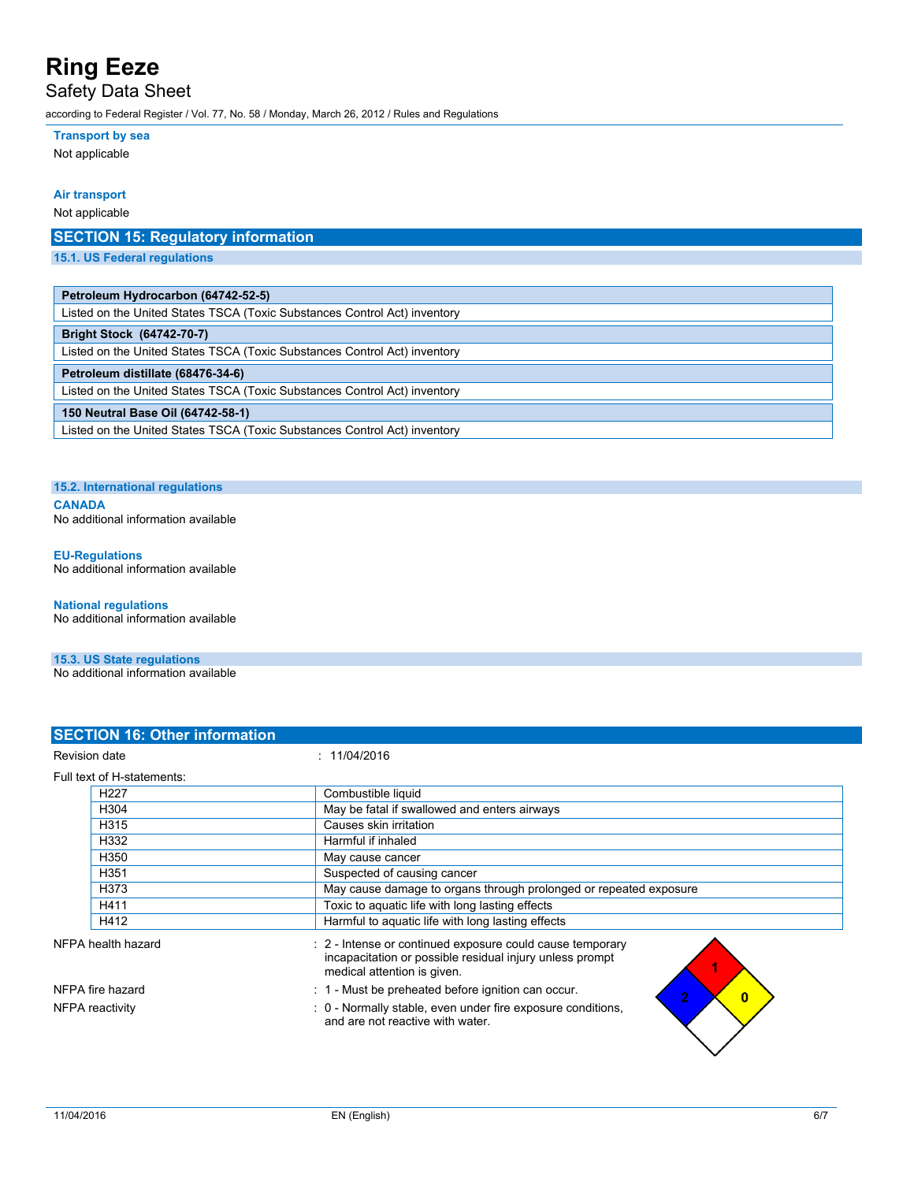**Transport by sea**

Not applicable

**Air transport**

Not applicable

## SECTION 15: Regulatory information

### 15.1. US Federal regulations

| Petroleum Hydrocarbon (64742-52-5) |
|---|
| Listed on the United States TSCA (Toxic Substances Control Act) inventory |

| Bright Stock (64742-70-7) |
|---|
| Listed on the United States TSCA (Toxic Substances Control Act) inventory |

| Petroleum distillate (68476-34-6) |
|---|
| Listed on the United States TSCA (Toxic Substances Control Act) inventory |

| 150 Neutral Base Oil (64742-58-1) |
|---|
| Listed on the United States TSCA (Toxic Substances Control Act) inventory |

### 15.2. International regulations

**CANADA**

No additional information available

**EU-Regulations**

No additional information available

**National regulations**

No additional information available

### 15.3. US State regulations

No additional information available

## SECTION 16: Other information

Revision date : 11/04/2016

Full text of H-statements:

| | |
|---|---|
| H227 | Combustible liquid |
| H304 | May be fatal if swallowed and enters airways |
| H315 | Causes skin irritation |
| H332 | Harmful if inhaled |
| H350 | May cause cancer |
| H351 | Suspected of causing cancer |
| H373 | May cause damage to organs through prolonged or repeated exposure |
| H411 | Toxic to aquatic life with long lasting effects |
| H412 | Harmful to aquatic life with long lasting effects |

NFPA health hazard : 2 - Intense or continued exposure could cause temporary incapacitation or possible residual injury unless prompt medical attention is given.

NFPA fire hazard : 1 - Must be preheated before ignition can occur.

NFPA reactivity : 0 - Normally stable, even under fire exposure conditions, and are not reactive with water.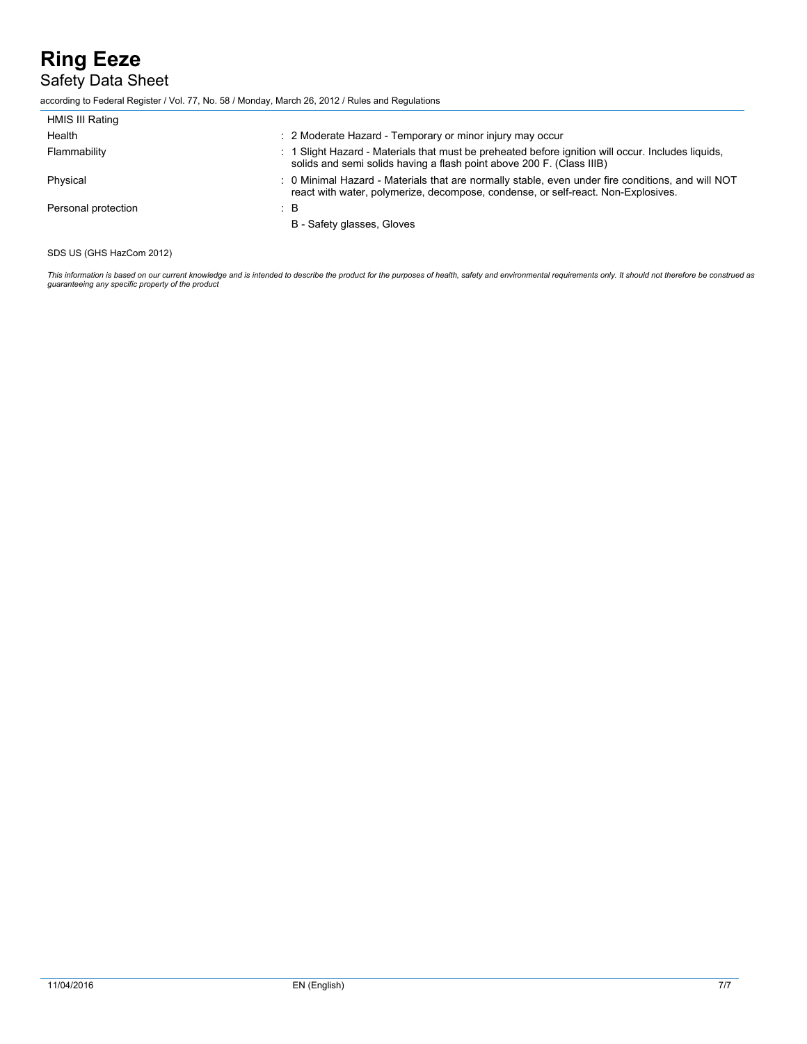| | |
|---|---|
| HMIS III Rating | |
| Health | : 2 Moderate Hazard - Temporary or minor injury may occur |
| Flammability | : 1 Slight Hazard - Materials that must be preheated before ignition will occur. Includes liquids, solids and semi solids having a flash point above 200 F. (Class IIIB) |
| Physical | : 0 Minimal Hazard - Materials that are normally stable, even under fire conditions, and will NOT react with water, polymerize, decompose, condense, or self-react. Non-Explosives. |
| Personal protection | : B<br>B - Safety glasses, Gloves |

SDS US (GHS HazCom 2012)

*This information is based on our current knowledge and is intended to describe the product for the purposes of health, safety and environmental requirements only. It should not therefore be construed as guaranteeing any specific property of the product*